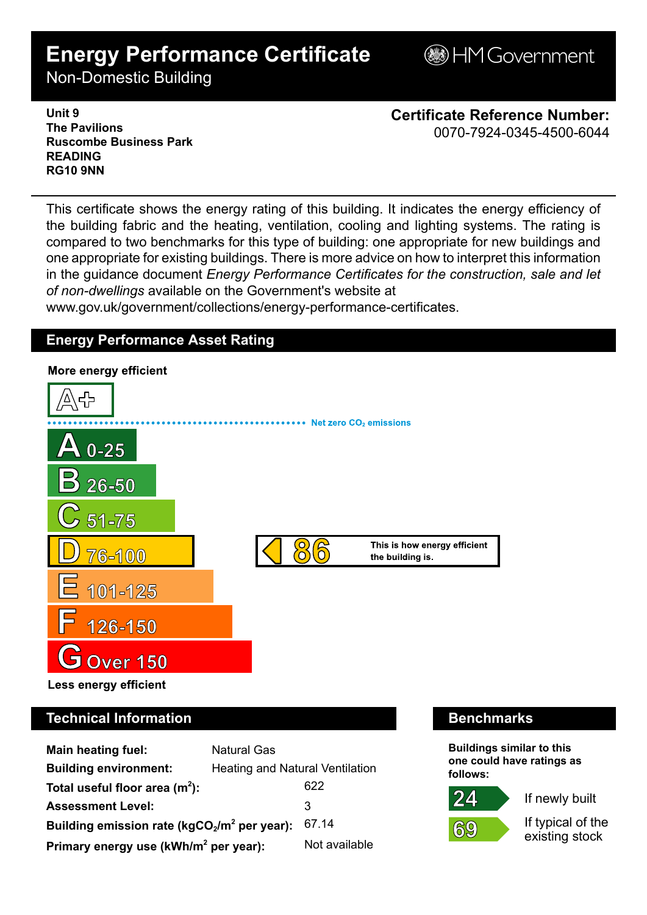# Energy Performance Certificate

## Non-Domestic Building

HM Government

**Unit 9**
**The Pavilions**
**Ruscombe Business Park**
**READING**
**RG10 9NN**

**Certificate Reference Number:**
0070-7924-0345-4500-6044

This certificate shows the energy rating of this building. It indicates the energy efficiency of the building fabric and the heating, ventilation, cooling and lighting systems. The rating is compared to two benchmarks for this type of building: one appropriate for new buildings and one appropriate for existing buildings. There is more advice on how to interpret this information in the guidance document *Energy Performance Certificates for the construction, sale and let of non-dwellings* available on the Government's website at www.gov.uk/government/collections/energy-performance-certificates.

## Energy Performance Asset Rating

**More energy efficient**

A+

Net zero $CO_2$ emissions

- A 0-25
- B 26-50
- C 51-75
- D 76-100 — **86** This is how energy efficient the building is.
- E 101-125
- F 126-150
- G Over 150

**Less energy efficient**

## Technical Information

| | |
|---|---|
| **Main heating fuel:** | Natural Gas |
| **Building environment:** | Heating and Natural Ventilation |
| **Total useful floor area ($m^2$):** | 622 |
| **Assessment Level:** | 3 |
| **Building emission rate ($kgCO_2/m^2$ per year):** | 67.14 |
| **Primary energy use ($kWh/m^2$ per year):** | Not available |

## Benchmarks

**Buildings similar to this one could have ratings as follows:**

| | |
|---|---|
| 24 | If newly built |
| 69 | If typical of the existing stock |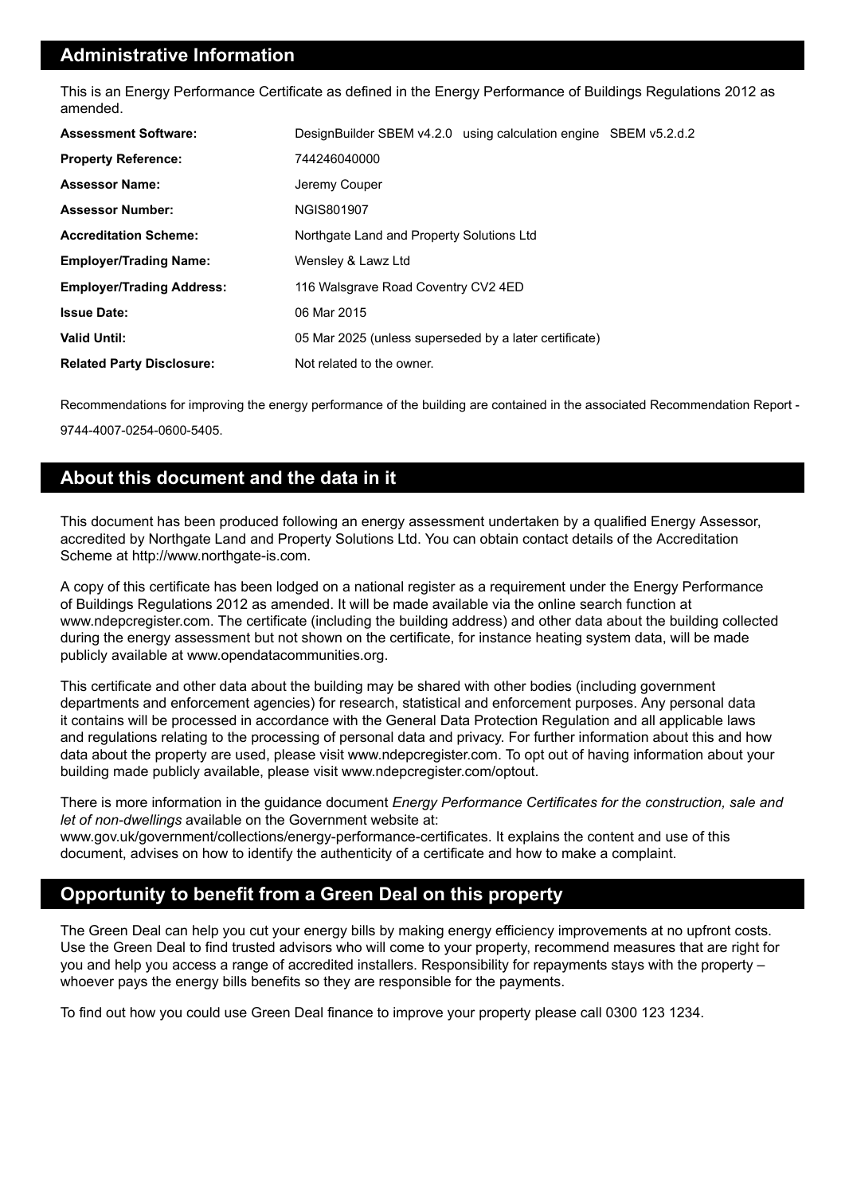## Administrative Information

This is an Energy Performance Certificate as defined in the Energy Performance of Buildings Regulations 2012 as amended.

| | |
|---|---|
| **Assessment Software:** | DesignBuilder SBEM v4.2.0 using calculation engine SBEM v5.2.d.2 |
| **Property Reference:** | 744246040000 |
| **Assessor Name:** | Jeremy Couper |
| **Assessor Number:** | NGIS801907 |
| **Accreditation Scheme:** | Northgate Land and Property Solutions Ltd |
| **Employer/Trading Name:** | Wensley & Lawz Ltd |
| **Employer/Trading Address:** | 116 Walsgrave Road Coventry CV2 4ED |
| **Issue Date:** | 06 Mar 2015 |
| **Valid Until:** | 05 Mar 2025 (unless superseded by a later certificate) |
| **Related Party Disclosure:** | Not related to the owner. |

Recommendations for improving the energy performance of the building are contained in the associated Recommendation Report - 9744-4007-0254-0600-5405.

## About this document and the data in it

This document has been produced following an energy assessment undertaken by a qualified Energy Assessor, accredited by Northgate Land and Property Solutions Ltd. You can obtain contact details of the Accreditation Scheme at http://www.northgate-is.com.

A copy of this certificate has been lodged on a national register as a requirement under the Energy Performance of Buildings Regulations 2012 as amended. It will be made available via the online search function at www.ndepcregister.com. The certificate (including the building address) and other data about the building collected during the energy assessment but not shown on the certificate, for instance heating system data, will be made publicly available at www.opendatacommunities.org.

This certificate and other data about the building may be shared with other bodies (including government departments and enforcement agencies) for research, statistical and enforcement purposes. Any personal data it contains will be processed in accordance with the General Data Protection Regulation and all applicable laws and regulations relating to the processing of personal data and privacy. For further information about this and how data about the property are used, please visit www.ndepcregister.com. To opt out of having information about your building made publicly available, please visit www.ndepcregister.com/optout.

There is more information in the guidance document *Energy Performance Certificates for the construction, sale and let of non-dwellings* available on the Government website at: www.gov.uk/government/collections/energy-performance-certificates. It explains the content and use of this document, advises on how to identify the authenticity of a certificate and how to make a complaint.

## Opportunity to benefit from a Green Deal on this property

The Green Deal can help you cut your energy bills by making energy efficiency improvements at no upfront costs. Use the Green Deal to find trusted advisors who will come to your property, recommend measures that are right for you and help you access a range of accredited installers. Responsibility for repayments stays with the property – whoever pays the energy bills benefits so they are responsible for the payments.

To find out how you could use Green Deal finance to improve your property please call 0300 123 1234.